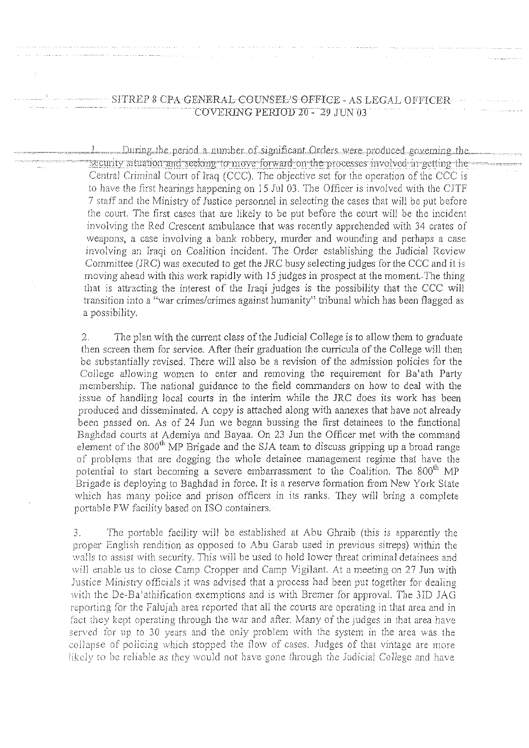# SITREP 8 CPA GENERAL COUNSEL'S OFFICE - AS LEGAL OFFICER COVERING PERIOD 20 - 29 JUN 03

1. During the period a number of significant Orders were produced governing the security situation and seeking to move forward on the processes involved in getting the Central Criminal Court of Iraq (CCC). The objective set for the operation of the CCC is to have the first hearings happening on 15 Jul 03. The Officer is involved with the CJTF 7 staff and the Ministry of Justice personnel in selecting the cases that will be put before the court. The first cases that are likely to be put before the court will be the incident involving the Red Crescent ambulance that was recently apprehended with 34 crates of weapons, a case involving a bank robbery, murder and wounding and perhaps a case involving an Iraqi on Coalition incident. The Order establishing the Judicial Review Committee (JRC) was executed to get the JRC busy selecting judges for the CCC and it is moving ahead with this work rapidly with 15 judges in prospect at the moment. The thing that is attracting the interest of the Iraqi judges is the possibility that the CCC will transition into a "war crimes/crimes against humanity" tribunal which has been flagged as a possibility.

2. The plan with the current class of the Judicial College is to allow them to graduate then screen them for service. After their graduation the curricula of the College will then be substantially revised. There will also be a revision of the admission policies for the College allowing women to enter and removing the requirement for Ba'ath Party membership. The national guidance to the field commanders on how to deal with the issue of handling local courts in the interim while the JRC does its work has been produced and disseminated. A copy is attached along with annexes that have not already been passed on. As of 24 Jun we began bussing the first detainees to the functional Baghdad courts at Ademiya and Bayaa. On 23 Jun the Officer met with the command element of the 800[th] MP Brigade and the SJA team to discuss gripping up a broad range of problems that are dogging the whole detainee management regime that have the potential to start becoming a severe embarrassment to the Coalition. The 800[th] MP Brigade is deploying to Baghdad in force. It is a reserve formation from New York State which has many police and prison officers in its ranks. They will bring a complete portable PW facility based on ISO containers.

3. The portable facility will be established at Abu Ghraib (this is apparently the proper English rendition as opposed to Abu Garab used in previous sitreps) within the walls to assist with security. This will be used to hold lower threat criminal detainees and will enable us to close Camp Cropper and Camp Vigilant. At a meeting on 27 Jun with Justice Ministry officials it was advised that a process had been put together for dealing with the De-Ba'athification exemptions and is with Bremer for approval. The 3ID JAG reporting for the Falujah area reported that all the courts are operating in that area and in fact they kept operating through the war and after. Many of the judges in that area have served for up to 30 years and the only problem with the system in the area was the collapse of policing which stopped the flow of cases. Judges of that vintage are more likely to be reliable as they would not have gone through the Judicial College and have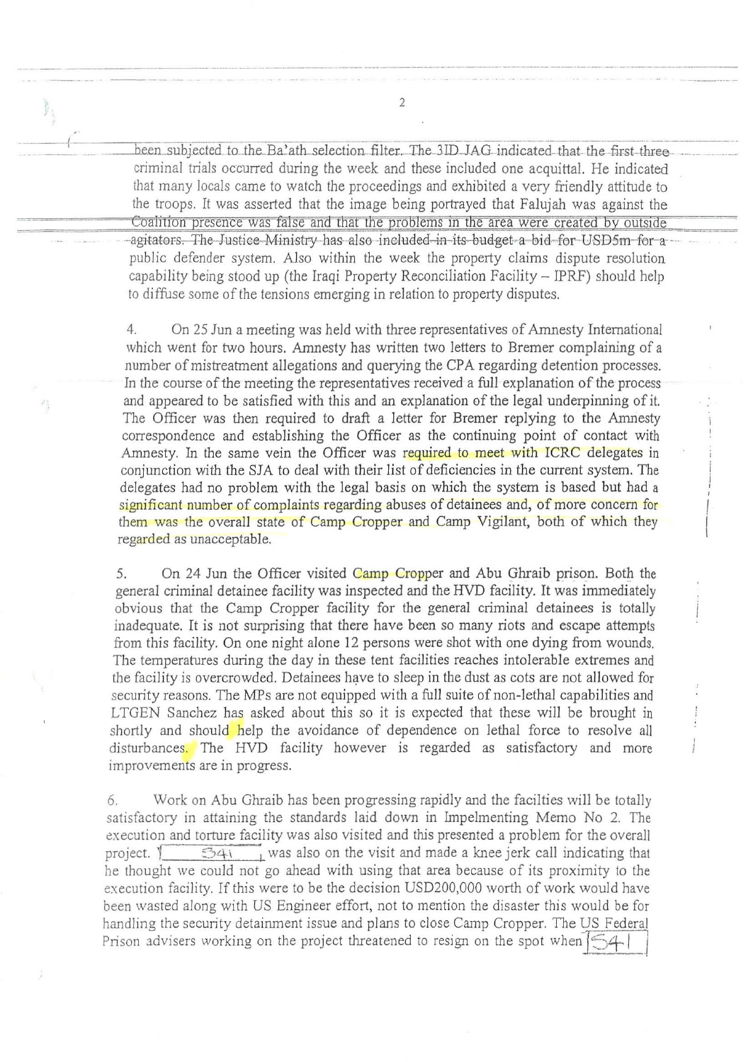been subjected to the Ba'ath selection filter. The 3ID JAG indicated that the first three criminal trials occurred during the week and these included one acquittal. He indicated that many locals came to watch the proceedings and exhibited a very friendly attitude to the troops. It was asserted that the image being portrayed that Falujah was against the Coalition presence was false and that the problems in the area were created by outside agitators. The Justice Ministry has also included in its budget a bid for USD5m for a public defender system. Also within the week the property claims dispute resolution capability being stood up (the Iraqi Property Reconciliation Facility – IPRF) should help to diffuse some of the tensions emerging in relation to property disputes.

4. On 25 Jun a meeting was held with three representatives of Amnesty International which went for two hours. Amnesty has written two letters to Bremer complaining of a number of mistreatment allegations and querying the CPA regarding detention processes. In the course of the meeting the representatives received a full explanation of the process and appeared to be satisfied with this and an explanation of the legal underpinning of it. The Officer was then required to draft a letter for Bremer replying to the Amnesty correspondence and establishing the Officer as the continuing point of contact with Amnesty. In the same vein the Officer was required to meet with ICRC delegates in conjunction with the SJA to deal with their list of deficiencies in the current system. The delegates had no problem with the legal basis on which the system is based but had a significant number of complaints regarding abuses of detainees and, of more concern for them was the overall state of Camp Cropper and Camp Vigilant, both of which they regarded as unacceptable.

5. On 24 Jun the Officer visited Camp Cropper and Abu Ghraib prison. Both the general criminal detainee facility was inspected and the HVD facility. It was immediately obvious that the Camp Cropper facility for the general criminal detainees is totally inadequate. It is not surprising that there have been so many riots and escape attempts from this facility. On one night alone 12 persons were shot with one dying from wounds. The temperatures during the day in these tent facilities reaches intolerable extremes and the facility is overcrowded. Detainees have to sleep in the dust as cots are not allowed for security reasons. The MPs are not equipped with a full suite of non-lethal capabilities and LTGEN Sanchez has asked about this so it is expected that these will be brought in shortly and should help the avoidance of dependence on lethal force to resolve all disturbances. The HVD facility however is regarded as satisfactory and more improvements are in progress.

6. Work on Abu Ghraib has been progressing rapidly and the facilties will be totally satisfactory in attaining the standards laid down in Impelmenting Memo No 2. The execution and torture facility was also visited and this presented a problem for the overall project. [ 541 ] was also on the visit and made a knee jerk call indicating that he thought we could not go ahead with using that area because of its proximity to the execution facility. If this were to be the decision USD200,000 worth of work would have been wasted along with US Engineer effort, not to mention the disaster this would be for handling the security detainment issue and plans to close Camp Cropper. The US Federal Prison advisers working on the project threatened to resign on the spot when [ 541 ]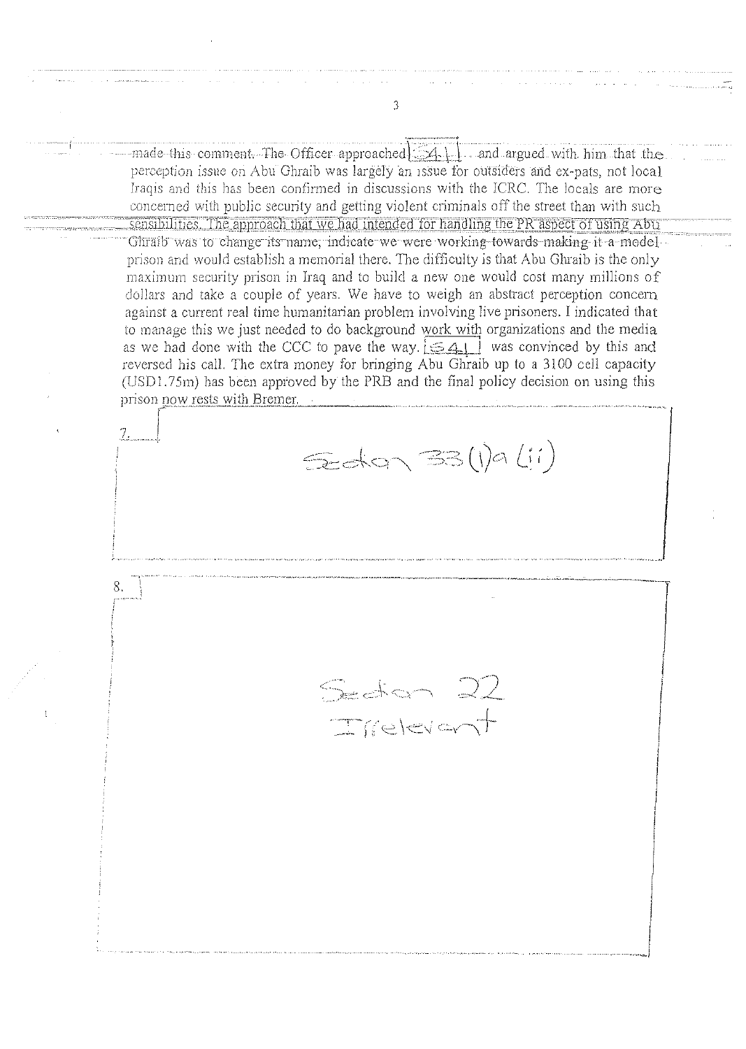made this comment. The Officer approached [S41] and argued with him that the perception issue on Abu Ghraib was largely an issue for outsiders and ex-pats, not local Iraqis and this has been confirmed in discussions with the ICRC. The locals are more concerned with public security and getting violent criminals off the street than with such sensibilities. The approach that we had intended for handling the PR aspect of using Abu Ghraib was to change its name, indicate we were working towards making it a model prison and would establish a memorial there. The difficulty is that Abu Ghraib is the only maximum security prison in Iraq and to build a new one would cost many millions of dollars and take a couple of years. We have to weigh an abstract perception concern against a current real time humanitarian problem involving live prisoners. I indicated that to manage this we just needed to do background work with organizations and the media as we had done with the CCC to pave the way. [S41] was convinced by this and reversed his call. The extra money for bringing Abu Ghraib up to a 3100 cell capacity (USD1.75m) has been approved by the PRB and the final policy decision on using this prison now rests with Bremer.

7. [Section 33(1)a (ii)]

8. [Section 22 Irrelevant]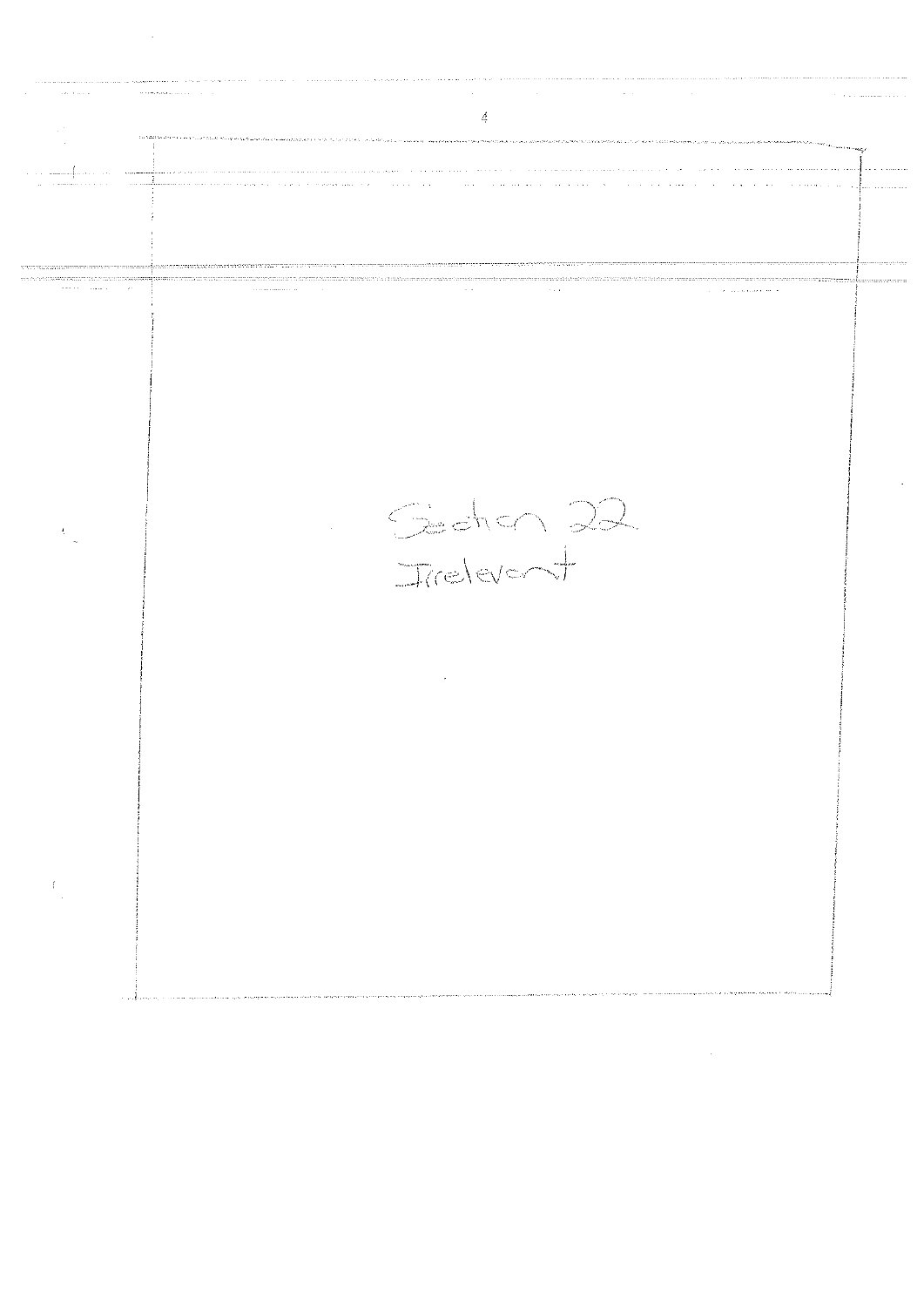Section 22
Irrelevant